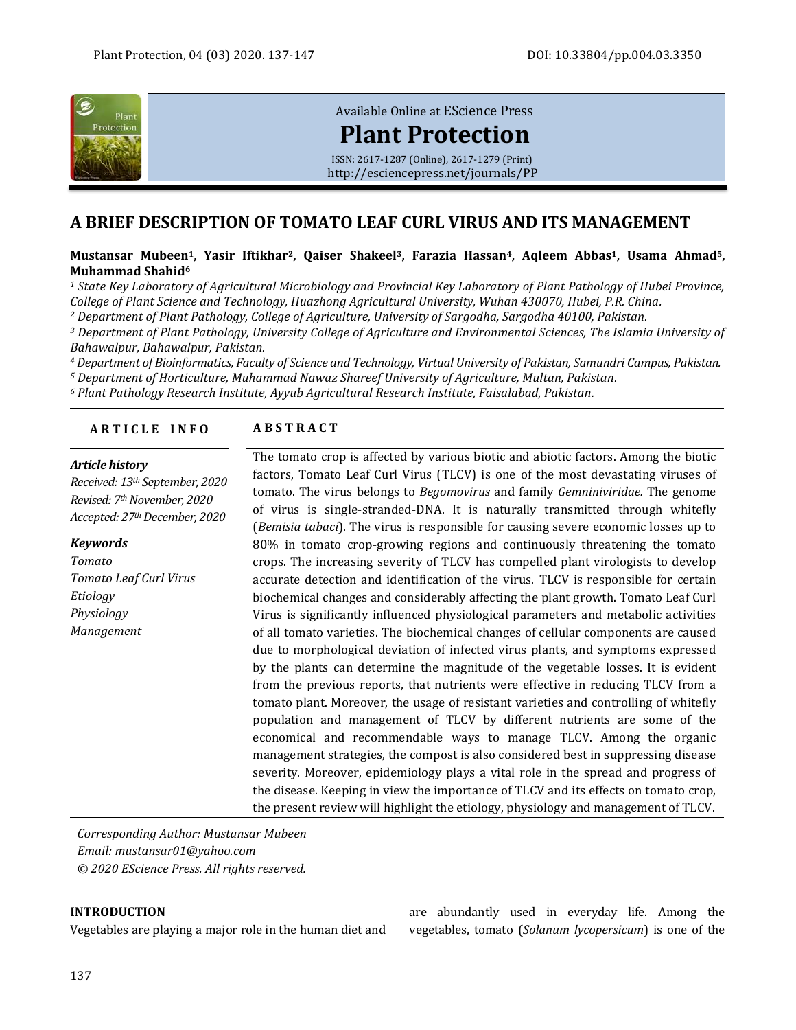Available Online at EScience Press

**Plant Protection**

ISSN: 2617-1287 (Online), 2617-1279 (Print)
http://esciencepress.net/journals/PP

# A BRIEF DESCRIPTION OF TOMATO LEAF CURL VIRUS AND ITS MANAGEMENT

**Mustansar Mubeen[1], Yasir Iftikhar[2], Qaiser Shakeel[3], Farazia Hassan[4], Aqleem Abbas[1], Usama Ahmad[5], Muhammad Shahid[6]**

*[1] State Key Laboratory of Agricultural Microbiology and Provincial Key Laboratory of Plant Pathology of Hubei Province, College of Plant Science and Technology, Huazhong Agricultural University, Wuhan 430070, Hubei, P.R. China.*
*[2] Department of Plant Pathology, College of Agriculture, University of Sargodha, Sargodha 40100, Pakistan.*
*[3] Department of Plant Pathology, University College of Agriculture and Environmental Sciences, The Islamia University of Bahawalpur, Bahawalpur, Pakistan.*
*[4] Department of Bioinformatics, Faculty of Science and Technology, Virtual University of Pakistan, Samundri Campus, Pakistan.*
*[5] Department of Horticulture, Muhammad Nawaz Shareef University of Agriculture, Multan, Pakistan.*
*[6] Plant Pathology Research Institute, Ayyub Agricultural Research Institute, Faisalabad, Pakistan.*

**ARTICLE INFO**

***Article history***
*Received: 13th September, 2020*
*Revised: 7th November, 2020*
*Accepted: 27th December, 2020*

***Keywords***
*Tomato*
*Tomato Leaf Curl Virus*
*Etiology*
*Physiology*
*Management*

**ABSTRACT**

The tomato crop is affected by various biotic and abiotic factors. Among the biotic factors, Tomato Leaf Curl Virus (TLCV) is one of the most devastating viruses of tomato. The virus belongs to *Begomovirus* and family *Gemniniviridae.* The genome of virus is single-stranded-DNA. It is naturally transmitted through whitefly (*Bemisia tabaci*). The virus is responsible for causing severe economic losses up to 80% in tomato crop-growing regions and continuously threatening the tomato crops. The increasing severity of TLCV has compelled plant virologists to develop accurate detection and identification of the virus. TLCV is responsible for certain biochemical changes and considerably affecting the plant growth. Tomato Leaf Curl Virus is significantly influenced physiological parameters and metabolic activities of all tomato varieties. The biochemical changes of cellular components are caused due to morphological deviation of infected virus plants, and symptoms expressed by the plants can determine the magnitude of the vegetable losses. It is evident from the previous reports, that nutrients were effective in reducing TLCV from a tomato plant. Moreover, the usage of resistant varieties and controlling of whitefly population and management of TLCV by different nutrients are some of the economical and recommendable ways to manage TLCV. Among the organic management strategies, the compost is also considered best in suppressing disease severity. Moreover, epidemiology plays a vital role in the spread and progress of the disease. Keeping in view the importance of TLCV and its effects on tomato crop, the present review will highlight the etiology, physiology and management of TLCV.

*Corresponding Author: Mustansar Mubeen*
*Email: mustansar01@yahoo.com*
*© 2020 EScience Press. All rights reserved.*

## INTRODUCTION

Vegetables are playing a major role in the human diet and are abundantly used in everyday life. Among the vegetables, tomato (*Solanum lycopersicum*) is one of the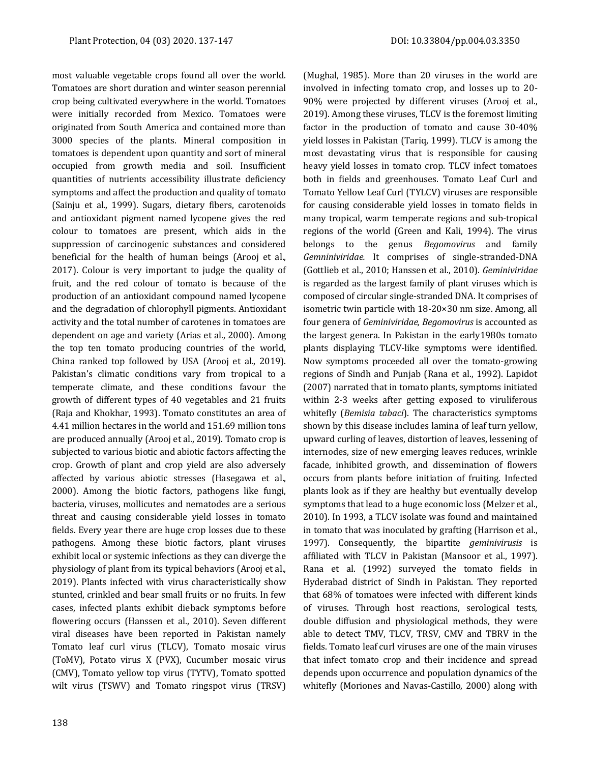most valuable vegetable crops found all over the world. Tomatoes are short duration and winter season perennial crop being cultivated everywhere in the world. Tomatoes were initially recorded from Mexico. Tomatoes were originated from South America and contained more than 3000 species of the plants. Mineral composition in tomatoes is dependent upon quantity and sort of mineral occupied from growth media and soil. Insufficient quantities of nutrients accessibility illustrate deficiency symptoms and affect the production and quality of tomato (Sainju et al., 1999). Sugars, dietary fibers, carotenoids and antioxidant pigment named lycopene gives the red colour to tomatoes are present, which aids in the suppression of carcinogenic substances and considered beneficial for the health of human beings (Arooj et al., 2017). Colour is very important to judge the quality of fruit, and the red colour of tomato is because of the production of an antioxidant compound named lycopene and the degradation of chlorophyll pigments. Antioxidant activity and the total number of carotenes in tomatoes are dependent on age and variety (Arias et al., 2000). Among the top ten tomato producing countries of the world, China ranked top followed by USA (Arooj et al., 2019). Pakistan's climatic conditions vary from tropical to a temperate climate, and these conditions favour the growth of different types of 40 vegetables and 21 fruits (Raja and Khokhar, 1993). Tomato constitutes an area of 4.41 million hectares in the world and 151.69 million tons are produced annually (Arooj et al., 2019). Tomato crop is subjected to various biotic and abiotic factors affecting the crop. Growth of plant and crop yield are also adversely affected by various abiotic stresses (Hasegawa et al., 2000). Among the biotic factors, pathogens like fungi, bacteria, viruses, mollicutes and nematodes are a serious threat and causing considerable yield losses in tomato fields. Every year there are huge crop losses due to these pathogens. Among these biotic factors, plant viruses exhibit local or systemic infections as they can diverge the physiology of plant from its typical behaviors (Arooj et al., 2019). Plants infected with virus characteristically show stunted, crinkled and bear small fruits or no fruits. In few cases, infected plants exhibit dieback symptoms before flowering occurs (Hanssen et al., 2010). Seven different viral diseases have been reported in Pakistan namely Tomato leaf curl virus (TLCV), Tomato mosaic virus (ToMV), Potato virus X (PVX), Cucumber mosaic virus (CMV), Tomato yellow top virus (TYTV), Tomato spotted wilt virus (TSWV) and Tomato ringspot virus (TRSV) (Mughal, 1985). More than 20 viruses in the world are involved in infecting tomato crop, and losses up to 20-90% were projected by different viruses (Arooj et al., 2019). Among these viruses, TLCV is the foremost limiting factor in the production of tomato and cause 30-40% yield losses in Pakistan (Tariq, 1999). TLCV is among the most devastating virus that is responsible for causing heavy yield losses in tomato crop. TLCV infect tomatoes both in fields and greenhouses. Tomato Leaf Curl and Tomato Yellow Leaf Curl (TYLCV) viruses are responsible for causing considerable yield losses in tomato fields in many tropical, warm temperate regions and sub-tropical regions of the world (Green and Kali, 1994). The virus belongs to the genus *Begomovirus* and family *Gemniniviridae.* It comprises of single-stranded-DNA (Gottlieb et al., 2010; Hanssen et al., 2010). *Geminiviridae* is regarded as the largest family of plant viruses which is composed of circular single-stranded DNA. It comprises of isometric twin particle with 18-20×30 nm size. Among, all four genera of *Geminiviridae, Begomovirus* is accounted as the largest genera. In Pakistan in the early1980s tomato plants displaying TLCV-like symptoms were identified. Now symptoms proceeded all over the tomato-growing regions of Sindh and Punjab (Rana et al., 1992). Lapidot (2007) narrated that in tomato plants, symptoms initiated within 2-3 weeks after getting exposed to viruliferous whitefly (*Bemisia tabaci*). The characteristics symptoms shown by this disease includes lamina of leaf turn yellow, upward curling of leaves, distortion of leaves, lessening of internodes, size of new emerging leaves reduces, wrinkle facade, inhibited growth, and dissemination of flowers occurs from plants before initiation of fruiting. Infected plants look as if they are healthy but eventually develop symptoms that lead to a huge economic loss (Melzer et al., 2010). In 1993, a TLCV isolate was found and maintained in tomato that was inoculated by grafting (Harrison et al., 1997). Consequently, the bipartite *geminivirusis* is affiliated with TLCV in Pakistan (Mansoor et al., 1997). Rana et al. (1992) surveyed the tomato fields in Hyderabad district of Sindh in Pakistan. They reported that 68% of tomatoes were infected with different kinds of viruses. Through host reactions, serological tests, double diffusion and physiological methods, they were able to detect TMV, TLCV, TRSV, CMV and TBRV in the fields. Tomato leaf curl viruses are one of the main viruses that infect tomato crop and their incidence and spread depends upon occurrence and population dynamics of the whitefly (Moriones and Navas-Castillo, 2000) along with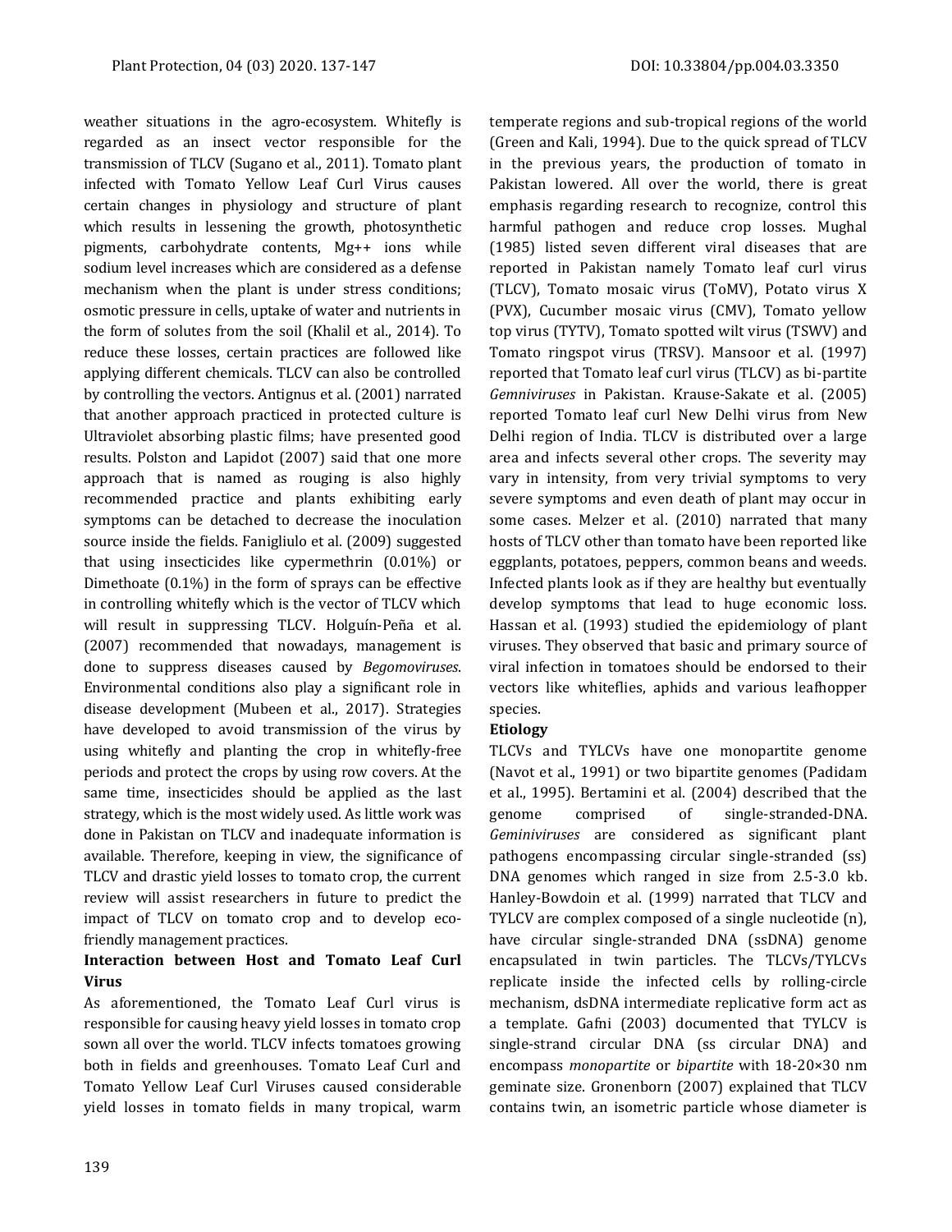weather situations in the agro-ecosystem. Whitefly is regarded as an insect vector responsible for the transmission of TLCV (Sugano et al., 2011). Tomato plant infected with Tomato Yellow Leaf Curl Virus causes certain changes in physiology and structure of plant which results in lessening the growth, photosynthetic pigments, carbohydrate contents, Mg++ ions while sodium level increases which are considered as a defense mechanism when the plant is under stress conditions; osmotic pressure in cells, uptake of water and nutrients in the form of solutes from the soil (Khalil et al., 2014). To reduce these losses, certain practices are followed like applying different chemicals. TLCV can also be controlled by controlling the vectors. Antignus et al. (2001) narrated that another approach practiced in protected culture is Ultraviolet absorbing plastic films; have presented good results. Polston and Lapidot (2007) said that one more approach that is named as rouging is also highly recommended practice and plants exhibiting early symptoms can be detached to decrease the inoculation source inside the fields. Fanigliulo et al. (2009) suggested that using insecticides like cypermethrin (0.01%) or Dimethoate (0.1%) in the form of sprays can be effective in controlling whitefly which is the vector of TLCV which will result in suppressing TLCV. Holguín-Peña et al. (2007) recommended that nowadays, management is done to suppress diseases caused by *Begomoviruses*. Environmental conditions also play a significant role in disease development (Mubeen et al., 2017). Strategies have developed to avoid transmission of the virus by using whitefly and planting the crop in whitefly-free periods and protect the crops by using row covers. At the same time, insecticides should be applied as the last strategy, which is the most widely used. As little work was done in Pakistan on TLCV and inadequate information is available. Therefore, keeping in view, the significance of TLCV and drastic yield losses to tomato crop, the current review will assist researchers in future to predict the impact of TLCV on tomato crop and to develop eco-friendly management practices.

## Interaction between Host and Tomato Leaf Curl Virus

As aforementioned, the Tomato Leaf Curl virus is responsible for causing heavy yield losses in tomato crop sown all over the world. TLCV infects tomatoes growing both in fields and greenhouses. Tomato Leaf Curl and Tomato Yellow Leaf Curl Viruses caused considerable yield losses in tomato fields in many tropical, warm temperate regions and sub-tropical regions of the world (Green and Kali, 1994). Due to the quick spread of TLCV in the previous years, the production of tomato in Pakistan lowered. All over the world, there is great emphasis regarding research to recognize, control this harmful pathogen and reduce crop losses. Mughal (1985) listed seven different viral diseases that are reported in Pakistan namely Tomato leaf curl virus (TLCV), Tomato mosaic virus (ToMV), Potato virus X (PVX), Cucumber mosaic virus (CMV), Tomato yellow top virus (TYTV), Tomato spotted wilt virus (TSWV) and Tomato ringspot virus (TRSV). Mansoor et al. (1997) reported that Tomato leaf curl virus (TLCV) as bi-partite *Gemniviruses* in Pakistan. Krause-Sakate et al. (2005) reported Tomato leaf curl New Delhi virus from New Delhi region of India. TLCV is distributed over a large area and infects several other crops. The severity may vary in intensity, from very trivial symptoms to very severe symptoms and even death of plant may occur in some cases. Melzer et al. (2010) narrated that many hosts of TLCV other than tomato have been reported like eggplants, potatoes, peppers, common beans and weeds. Infected plants look as if they are healthy but eventually develop symptoms that lead to huge economic loss. Hassan et al. (1993) studied the epidemiology of plant viruses. They observed that basic and primary source of viral infection in tomatoes should be endorsed to their vectors like whiteflies, aphids and various leafhopper species.

## Etiology

TLCVs and TYLCVs have one monopartite genome (Navot et al., 1991) or two bipartite genomes (Padidam et al., 1995). Bertamini et al. (2004) described that the genome comprised of single-stranded-DNA. *Geminiviruses* are considered as significant plant pathogens encompassing circular single-stranded (ss) DNA genomes which ranged in size from 2.5-3.0 kb. Hanley-Bowdoin et al. (1999) narrated that TLCV and TYLCV are complex composed of a single nucleotide (n), have circular single-stranded DNA (ssDNA) genome encapsulated in twin particles. The TLCVs/TYLCVs replicate inside the infected cells by rolling-circle mechanism, dsDNA intermediate replicative form act as a template. Gafni (2003) documented that TYLCV is single-strand circular DNA (ss circular DNA) and encompass *monopartite* or *bipartite* with 18-20×30 nm geminate size. Gronenborn (2007) explained that TLCV contains twin, an isometric particle whose diameter is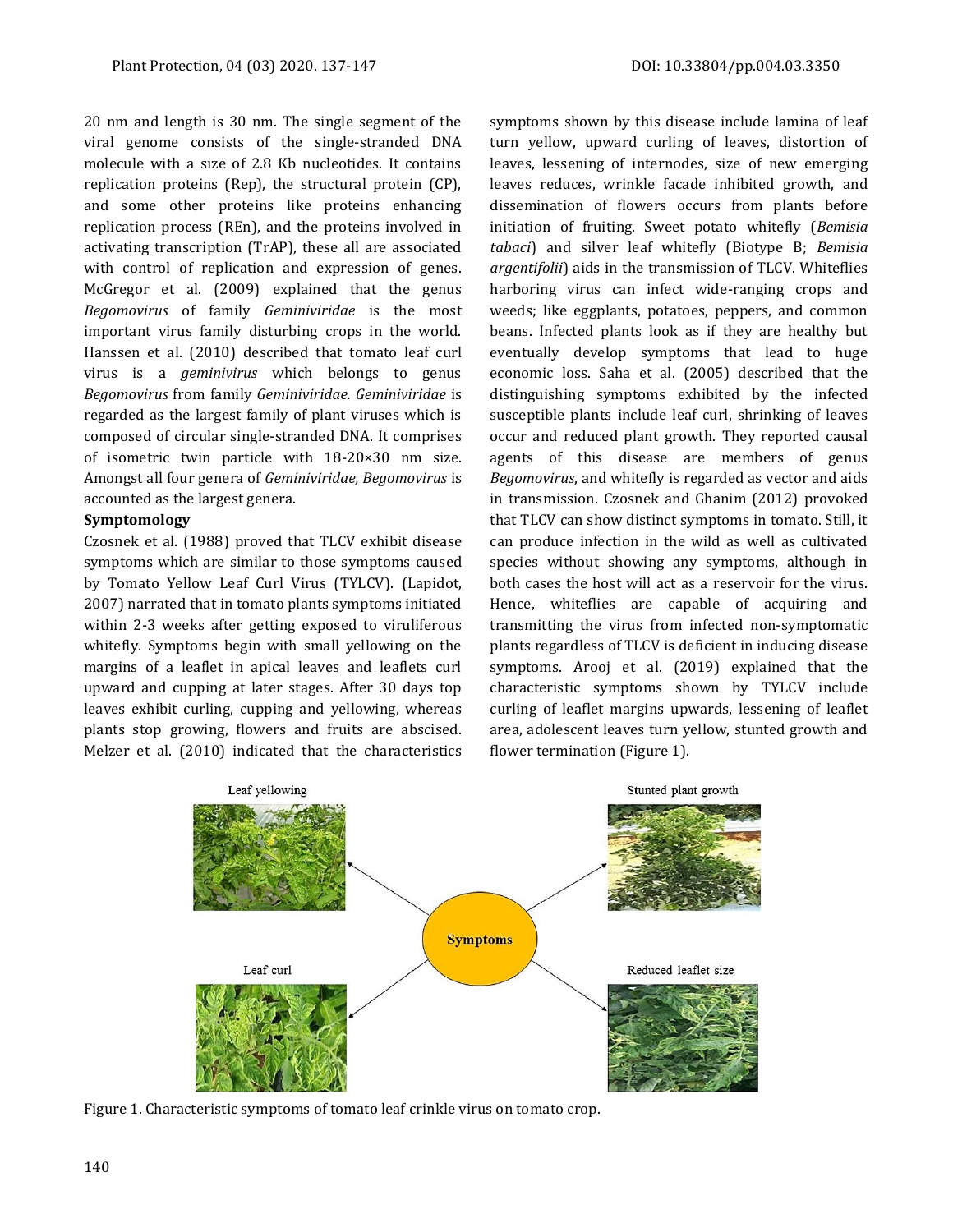20 nm and length is 30 nm. The single segment of the viral genome consists of the single-stranded DNA molecule with a size of 2.8 Kb nucleotides. It contains replication proteins (Rep), the structural protein (CP), and some other proteins like proteins enhancing replication process (REn), and the proteins involved in activating transcription (TrAP), these all are associated with control of replication and expression of genes. McGregor et al. (2009) explained that the genus *Begomovirus* of family *Geminiviridae* is the most important virus family disturbing crops in the world. Hanssen et al. (2010) described that tomato leaf curl virus is a *geminivirus* which belongs to genus *Begomovirus* from family *Geminiviridae. Geminiviridae* is regarded as the largest family of plant viruses which is composed of circular single-stranded DNA. It comprises of isometric twin particle with 18-20×30 nm size. Amongst all four genera of *Geminiviridae, Begomovirus* is accounted as the largest genera.

**Symptomology**

Czosnek et al. (1988) proved that TLCV exhibit disease symptoms which are similar to those symptoms caused by Tomato Yellow Leaf Curl Virus (TYLCV). (Lapidot, 2007) narrated that in tomato plants symptoms initiated within 2-3 weeks after getting exposed to viruliferous whitefly. Symptoms begin with small yellowing on the margins of a leaflet in apical leaves and leaflets curl upward and cupping at later stages. After 30 days top leaves exhibit curling, cupping and yellowing, whereas plants stop growing, flowers and fruits are abscised. Melzer et al. (2010) indicated that the characteristics symptoms shown by this disease include lamina of leaf turn yellow, upward curling of leaves, distortion of leaves, lessening of internodes, size of new emerging leaves reduces, wrinkle facade inhibited growth, and dissemination of flowers occurs from plants before initiation of fruiting. Sweet potato whitefly (*Bemisia tabaci*) and silver leaf whitefly (Biotype B; *Bemisia argentifolii*) aids in the transmission of TLCV. Whiteflies harboring virus can infect wide-ranging crops and weeds; like eggplants, potatoes, peppers, and common beans. Infected plants look as if they are healthy but eventually develop symptoms that lead to huge economic loss. Saha et al. (2005) described that the distinguishing symptoms exhibited by the infected susceptible plants include leaf curl, shrinking of leaves occur and reduced plant growth. They reported causal agents of this disease are members of genus *Begomovirus*, and whitefly is regarded as vector and aids in transmission. Czosnek and Ghanim (2012) provoked that TLCV can show distinct symptoms in tomato. Still, it can produce infection in the wild as well as cultivated species without showing any symptoms, although in both cases the host will act as a reservoir for the virus. Hence, whiteflies are capable of acquiring and transmitting the virus from infected non-symptomatic plants regardless of TLCV is deficient in inducing disease symptoms. Arooj et al. (2019) explained that the characteristic symptoms shown by TYLCV include curling of leaflet margins upwards, lessening of leaflet area, adolescent leaves turn yellow, stunted growth and flower termination (Figure 1).

Figure 1. Characteristic symptoms of tomato leaf crinkle virus on tomato crop.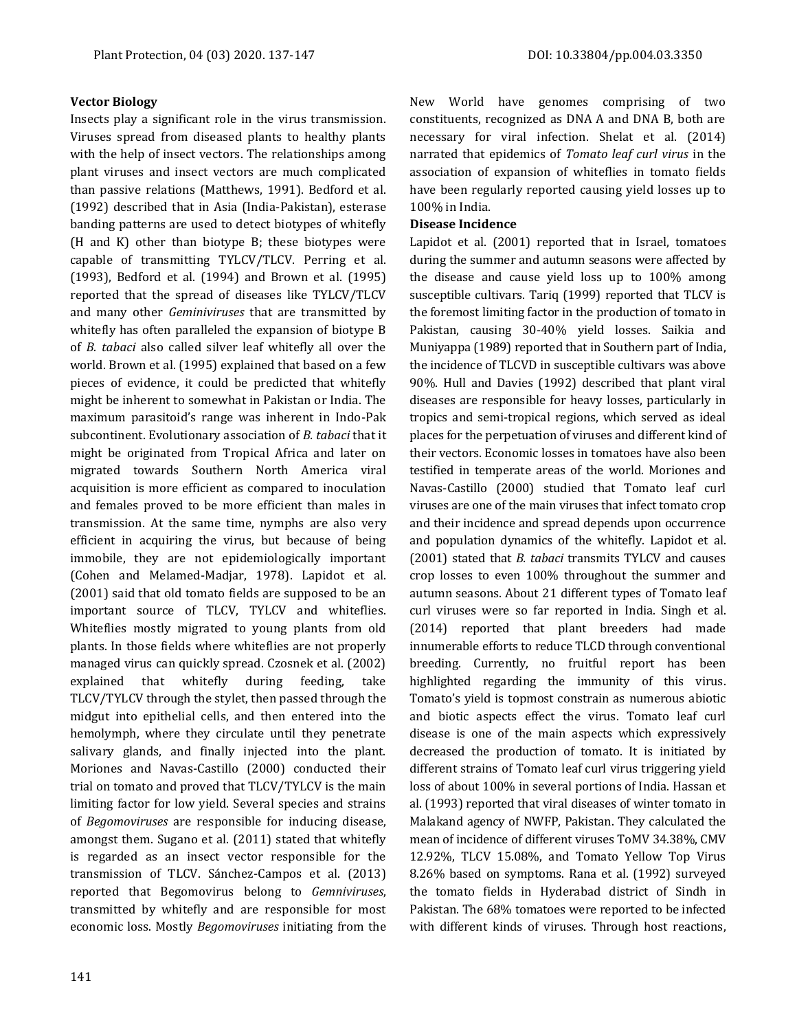**Vector Biology**

Insects play a significant role in the virus transmission. Viruses spread from diseased plants to healthy plants with the help of insect vectors. The relationships among plant viruses and insect vectors are much complicated than passive relations (Matthews, 1991). Bedford et al. (1992) described that in Asia (India-Pakistan), esterase banding patterns are used to detect biotypes of whitefly (H and K) other than biotype B; these biotypes were capable of transmitting TYLCV/TLCV. Perring et al. (1993), Bedford et al. (1994) and Brown et al. (1995) reported that the spread of diseases like TYLCV/TLCV and many other *Geminiviruses* that are transmitted by whitefly has often paralleled the expansion of biotype B of *B. tabaci* also called silver leaf whitefly all over the world. Brown et al. (1995) explained that based on a few pieces of evidence, it could be predicted that whitefly might be inherent to somewhat in Pakistan or India. The maximum parasitoid's range was inherent in Indo-Pak subcontinent. Evolutionary association of *B. tabaci* that it might be originated from Tropical Africa and later on migrated towards Southern North America viral acquisition is more efficient as compared to inoculation and females proved to be more efficient than males in transmission. At the same time, nymphs are also very efficient in acquiring the virus, but because of being immobile, they are not epidemiologically important (Cohen and Melamed-Madjar, 1978). Lapidot et al. (2001) said that old tomato fields are supposed to be an important source of TLCV, TYLCV and whiteflies. Whiteflies mostly migrated to young plants from old plants. In those fields where whiteflies are not properly managed virus can quickly spread. Czosnek et al. (2002) explained that whitefly during feeding, take TLCV/TYLCV through the stylet, then passed through the midgut into epithelial cells, and then entered into the hemolymph, where they circulate until they penetrate salivary glands, and finally injected into the plant. Moriones and Navas-Castillo (2000) conducted their trial on tomato and proved that TLCV/TYLCV is the main limiting factor for low yield. Several species and strains of *Begomoviruses* are responsible for inducing disease, amongst them. Sugano et al. (2011) stated that whitefly is regarded as an insect vector responsible for the transmission of TLCV. Sánchez-Campos et al. (2013) reported that Begomovirus belong to *Gemniviruses*, transmitted by whitefly and are responsible for most economic loss. Mostly *Begomoviruses* initiating from the New World have genomes comprising of two constituents, recognized as DNA A and DNA B, both are necessary for viral infection. Shelat et al. (2014) narrated that epidemics of *Tomato leaf curl virus* in the association of expansion of whiteflies in tomato fields have been regularly reported causing yield losses up to 100% in India.

**Disease Incidence**

Lapidot et al. (2001) reported that in Israel, tomatoes during the summer and autumn seasons were affected by the disease and cause yield loss up to 100% among susceptible cultivars. Tariq (1999) reported that TLCV is the foremost limiting factor in the production of tomato in Pakistan, causing 30-40% yield losses. Saikia and Muniyappa (1989) reported that in Southern part of India, the incidence of TLCVD in susceptible cultivars was above 90%. Hull and Davies (1992) described that plant viral diseases are responsible for heavy losses, particularly in tropics and semi-tropical regions, which served as ideal places for the perpetuation of viruses and different kind of their vectors. Economic losses in tomatoes have also been testified in temperate areas of the world. Moriones and Navas-Castillo (2000) studied that Tomato leaf curl viruses are one of the main viruses that infect tomato crop and their incidence and spread depends upon occurrence and population dynamics of the whitefly. Lapidot et al. (2001) stated that *B. tabaci* transmits TYLCV and causes crop losses to even 100% throughout the summer and autumn seasons. About 21 different types of Tomato leaf curl viruses were so far reported in India. Singh et al. (2014) reported that plant breeders had made innumerable efforts to reduce TLCD through conventional breeding. Currently, no fruitful report has been highlighted regarding the immunity of this virus. Tomato's yield is topmost constrain as numerous abiotic and biotic aspects effect the virus. Tomato leaf curl disease is one of the main aspects which expressively decreased the production of tomato. It is initiated by different strains of Tomato leaf curl virus triggering yield loss of about 100% in several portions of India. Hassan et al. (1993) reported that viral diseases of winter tomato in Malakand agency of NWFP, Pakistan. They calculated the mean of incidence of different viruses ToMV 34.38%, CMV 12.92%, TLCV 15.08%, and Tomato Yellow Top Virus 8.26% based on symptoms. Rana et al. (1992) surveyed the tomato fields in Hyderabad district of Sindh in Pakistan. The 68% tomatoes were reported to be infected with different kinds of viruses. Through host reactions,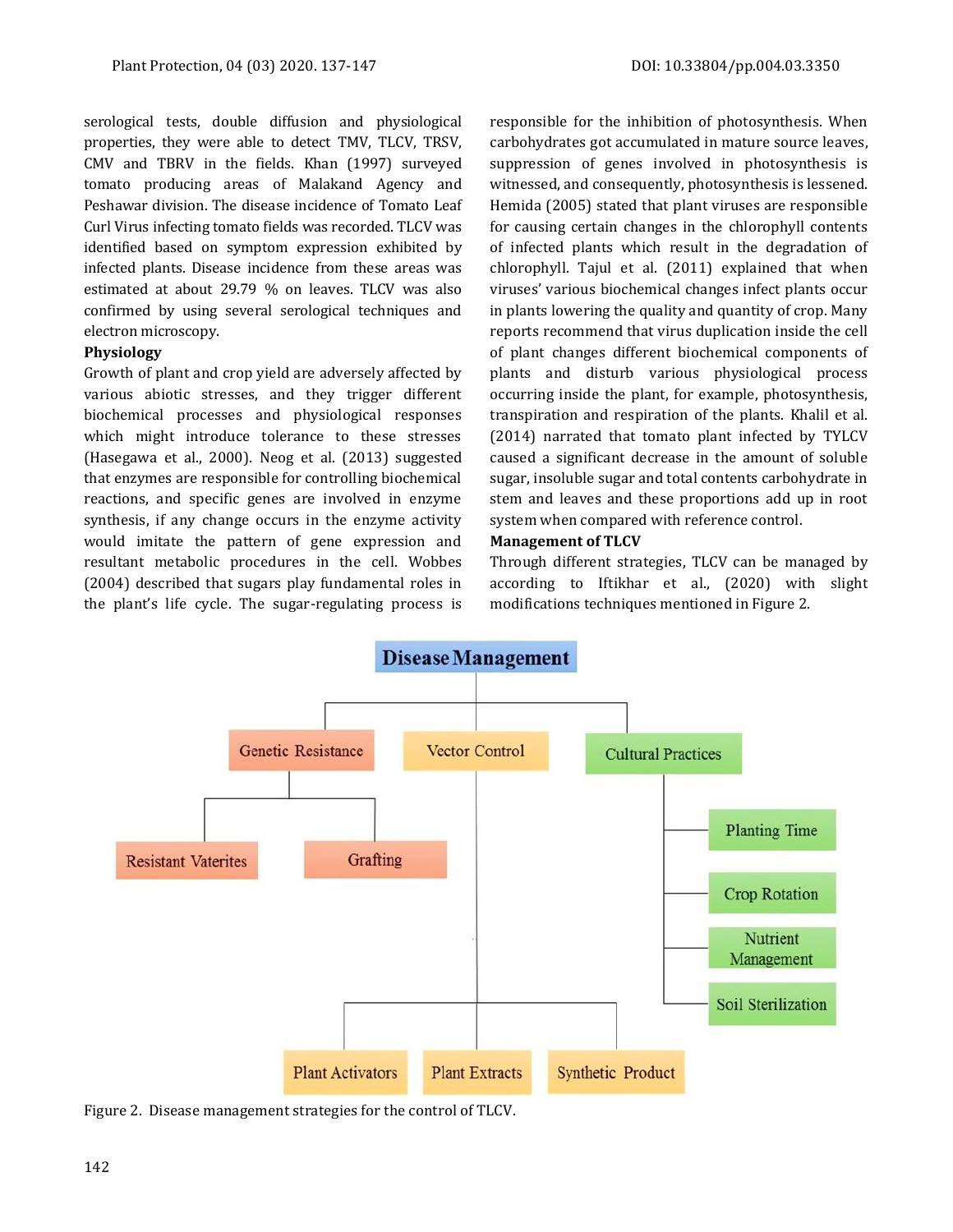serological tests, double diffusion and physiological properties, they were able to detect TMV, TLCV, TRSV, CMV and TBRV in the fields. Khan (1997) surveyed tomato producing areas of Malakand Agency and Peshawar division. The disease incidence of Tomato Leaf Curl Virus infecting tomato fields was recorded. TLCV was identified based on symptom expression exhibited by infected plants. Disease incidence from these areas was estimated at about 29.79 % on leaves. TLCV was also confirmed by using several serological techniques and electron microscopy.

**Physiology**

Growth of plant and crop yield are adversely affected by various abiotic stresses, and they trigger different biochemical processes and physiological responses which might introduce tolerance to these stresses (Hasegawa et al., 2000). Neog et al. (2013) suggested that enzymes are responsible for controlling biochemical reactions, and specific genes are involved in enzyme synthesis, if any change occurs in the enzyme activity would imitate the pattern of gene expression and resultant metabolic procedures in the cell. Wobbes (2004) described that sugars play fundamental roles in the plant's life cycle. The sugar-regulating process is responsible for the inhibition of photosynthesis. When carbohydrates got accumulated in mature source leaves, suppression of genes involved in photosynthesis is witnessed, and consequently, photosynthesis is lessened. Hemida (2005) stated that plant viruses are responsible for causing certain changes in the chlorophyll contents of infected plants which result in the degradation of chlorophyll. Tajul et al. (2011) explained that when viruses' various biochemical changes infect plants occur in plants lowering the quality and quantity of crop. Many reports recommend that virus duplication inside the cell of plant changes different biochemical components of plants and disturb various physiological process occurring inside the plant, for example, photosynthesis, transpiration and respiration of the plants. Khalil et al. (2014) narrated that tomato plant infected by TYLCV caused a significant decrease in the amount of soluble sugar, insoluble sugar and total contents carbohydrate in stem and leaves and these proportions add up in root system when compared with reference control.

**Management of TLCV**

Through different strategies, TLCV can be managed by according to Iftikhar et al., (2020) with slight modifications techniques mentioned in Figure 2.

Disease Management
- Genetic Resistance
  - Resistant Vaterites
  - Grafting
- Vector Control
  - Plant Activators
  - Plant Extracts
  - Synthetic Product
- Cultural Practices
  - Planting Time
  - Crop Rotation
  - Nutrient Management
  - Soil Sterilization

Figure 2. Disease management strategies for the control of TLCV.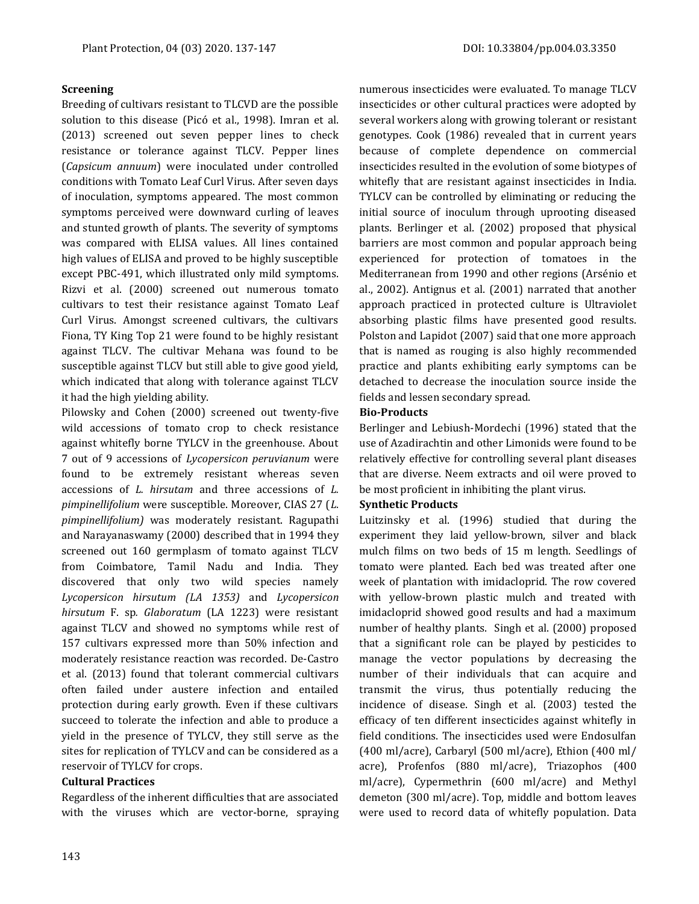**Screening**

Breeding of cultivars resistant to TLCVD are the possible solution to this disease (Picó et al., 1998). Imran et al. (2013) screened out seven pepper lines to check resistance or tolerance against TLCV. Pepper lines (*Capsicum annuum*) were inoculated under controlled conditions with Tomato Leaf Curl Virus. After seven days of inoculation, symptoms appeared. The most common symptoms perceived were downward curling of leaves and stunted growth of plants. The severity of symptoms was compared with ELISA values. All lines contained high values of ELISA and proved to be highly susceptible except PBC-491, which illustrated only mild symptoms. Rizvi et al. (2000) screened out numerous tomato cultivars to test their resistance against Tomato Leaf Curl Virus. Amongst screened cultivars, the cultivars Fiona, TY King Top 21 were found to be highly resistant against TLCV. The cultivar Mehana was found to be susceptible against TLCV but still able to give good yield, which indicated that along with tolerance against TLCV it had the high yielding ability.

Pilowsky and Cohen (2000) screened out twenty-five wild accessions of tomato crop to check resistance against whitefly borne TYLCV in the greenhouse. About 7 out of 9 accessions of *Lycopersicon peruvianum* were found to be extremely resistant whereas seven accessions of *L. hirsutam* and three accessions of *L. pimpinellifolium* were susceptible. Moreover, CIAS 27 (*L. pimpinellifolium)* was moderately resistant. Ragupathi and Narayanaswamy (2000) described that in 1994 they screened out 160 germplasm of tomato against TLCV from Coimbatore, Tamil Nadu and India. They discovered that only two wild species namely *Lycopersicon hirsutum (LA 1353)* and *Lycopersicon hirsutum* F. sp*. Glaboratum* (LA 1223) were resistant against TLCV and showed no symptoms while rest of 157 cultivars expressed more than 50% infection and moderately resistance reaction was recorded. De-Castro et al. (2013) found that tolerant commercial cultivars often failed under austere infection and entailed protection during early growth. Even if these cultivars succeed to tolerate the infection and able to produce a yield in the presence of TYLCV, they still serve as the sites for replication of TYLCV and can be considered as a reservoir of TYLCV for crops.

**Cultural Practices**

Regardless of the inherent difficulties that are associated with the viruses which are vector-borne, spraying numerous insecticides were evaluated. To manage TLCV insecticides or other cultural practices were adopted by several workers along with growing tolerant or resistant genotypes. Cook (1986) revealed that in current years because of complete dependence on commercial insecticides resulted in the evolution of some biotypes of whitefly that are resistant against insecticides in India. TYLCV can be controlled by eliminating or reducing the initial source of inoculum through uprooting diseased plants. Berlinger et al. (2002) proposed that physical barriers are most common and popular approach being experienced for protection of tomatoes in the Mediterranean from 1990 and other regions (Arsénio et al., 2002). Antignus et al. (2001) narrated that another approach practiced in protected culture is Ultraviolet absorbing plastic films have presented good results. Polston and Lapidot (2007) said that one more approach that is named as rouging is also highly recommended practice and plants exhibiting early symptoms can be detached to decrease the inoculation source inside the fields and lessen secondary spread.

**Bio-Products**

Berlinger and Lebiush-Mordechi (1996) stated that the use of Azadirachtin and other Limonids were found to be relatively effective for controlling several plant diseases that are diverse. Neem extracts and oil were proved to be most proficient in inhibiting the plant virus.

**Synthetic Products**

Luitzinsky et al. (1996) studied that during the experiment they laid yellow-brown, silver and black mulch films on two beds of 15 m length. Seedlings of tomato were planted. Each bed was treated after one week of plantation with imidacloprid. The row covered with yellow-brown plastic mulch and treated with imidacloprid showed good results and had a maximum number of healthy plants. Singh et al. (2000) proposed that a significant role can be played by pesticides to manage the vector populations by decreasing the number of their individuals that can acquire and transmit the virus, thus potentially reducing the incidence of disease. Singh et al. (2003) tested the efficacy of ten different insecticides against whitefly in field conditions. The insecticides used were Endosulfan (400 ml/acre), Carbaryl (500 ml/acre), Ethion (400 ml/acre), Profenfos (880 ml/acre), Triazophos (400 ml/acre), Cypermethrin (600 ml/acre) and Methyl demeton (300 ml/acre). Top, middle and bottom leaves were used to record data of whitefly population. Data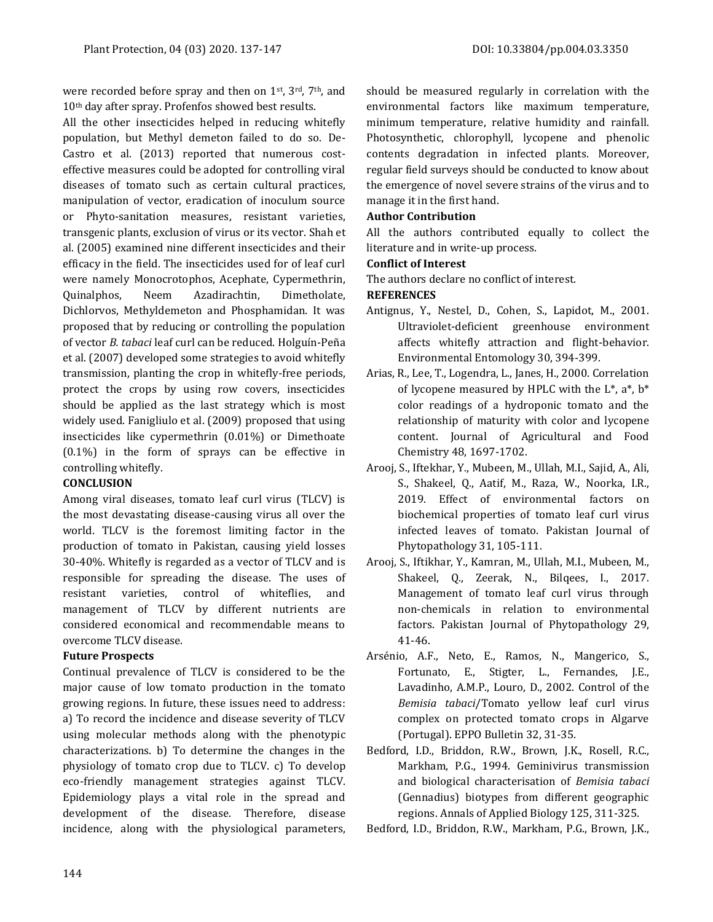were recorded before spray and then on 1st, 3rd, 7th, and 10th day after spray. Profenfos showed best results.

All the other insecticides helped in reducing whitefly population, but Methyl demeton failed to do so. De-Castro et al. (2013) reported that numerous cost-effective measures could be adopted for controlling viral diseases of tomato such as certain cultural practices, manipulation of vector, eradication of inoculum source or Phyto-sanitation measures, resistant varieties, transgenic plants, exclusion of virus or its vector. Shah et al. (2005) examined nine different insecticides and their efficacy in the field. The insecticides used for of leaf curl were namely Monocrotophos, Acephate, Cypermethrin, Quinalphos, Neem Azadirachtin, Dimetholate, Dichlorvos, Methyldemeton and Phosphamidan. It was proposed that by reducing or controlling the population of vector *B. tabaci* leaf curl can be reduced. Holguín-Peña et al. (2007) developed some strategies to avoid whitefly transmission, planting the crop in whitefly-free periods, protect the crops by using row covers, insecticides should be applied as the last strategy which is most widely used. Fanigliulo et al. (2009) proposed that using insecticides like cypermethrin (0.01%) or Dimethoate (0.1%) in the form of sprays can be effective in controlling whitefly.

## CONCLUSION

Among viral diseases, tomato leaf curl virus (TLCV) is the most devastating disease-causing virus all over the world. TLCV is the foremost limiting factor in the production of tomato in Pakistan, causing yield losses 30-40%. Whitefly is regarded as a vector of TLCV and is responsible for spreading the disease. The uses of resistant varieties, control of whiteflies, and management of TLCV by different nutrients are considered economical and recommendable means to overcome TLCV disease.

### Future Prospects

Continual prevalence of TLCV is considered to be the major cause of low tomato production in the tomato growing regions. In future, these issues need to address: a) To record the incidence and disease severity of TLCV using molecular methods along with the phenotypic characterizations. b) To determine the changes in the physiology of tomato crop due to TLCV. c) To develop eco-friendly management strategies against TLCV. Epidemiology plays a vital role in the spread and development of the disease. Therefore, disease incidence, along with the physiological parameters, should be measured regularly in correlation with the environmental factors like maximum temperature, minimum temperature, relative humidity and rainfall. Photosynthetic, chlorophyll, lycopene and phenolic contents degradation in infected plants. Moreover, regular field surveys should be conducted to know about the emergence of novel severe strains of the virus and to manage it in the first hand.

### Author Contribution

All the authors contributed equally to collect the literature and in write-up process.

### Conflict of Interest

The authors declare no conflict of interest.

## REFERENCES

Antignus, Y., Nestel, D., Cohen, S., Lapidot, M., 2001. Ultraviolet-deficient greenhouse environment affects whitefly attraction and flight-behavior. Environmental Entomology 30, 394-399.

Arias, R., Lee, T., Logendra, L., Janes, H., 2000. Correlation of lycopene measured by HPLC with the L*, a*, b* color readings of a hydroponic tomato and the relationship of maturity with color and lycopene content. Journal of Agricultural and Food Chemistry 48, 1697-1702.

Arooj, S., Iftekhar, Y., Mubeen, M., Ullah, M.I., Sajid, A., Ali, S., Shakeel, Q., Aatif, M., Raza, W., Noorka, I.R., 2019. Effect of environmental factors on biochemical properties of tomato leaf curl virus infected leaves of tomato. Pakistan Journal of Phytopathology 31, 105-111.

Arooj, S., Iftikhar, Y., Kamran, M., Ullah, M.I., Mubeen, M., Shakeel, Q., Zeerak, N., Bilqees, I., 2017. Management of tomato leaf curl virus through non-chemicals in relation to environmental factors. Pakistan Journal of Phytopathology 29, 41-46.

Arsénio, A.F., Neto, E., Ramos, N., Mangerico, S., Fortunato, E., Stigter, L., Fernandes, J.E., Lavadinho, A.M.P., Louro, D., 2002. Control of the *Bemisia tabaci*/Tomato yellow leaf curl virus complex on protected tomato crops in Algarve (Portugal). EPPO Bulletin 32, 31-35.

Bedford, I.D., Briddon, R.W., Brown, J.K., Rosell, R.C., Markham, P.G., 1994. Geminivirus transmission and biological characterisation of *Bemisia tabaci* (Gennadius) biotypes from different geographic regions. Annals of Applied Biology 125, 311-325.

Bedford, I.D., Briddon, R.W., Markham, P.G., Brown, J.K.,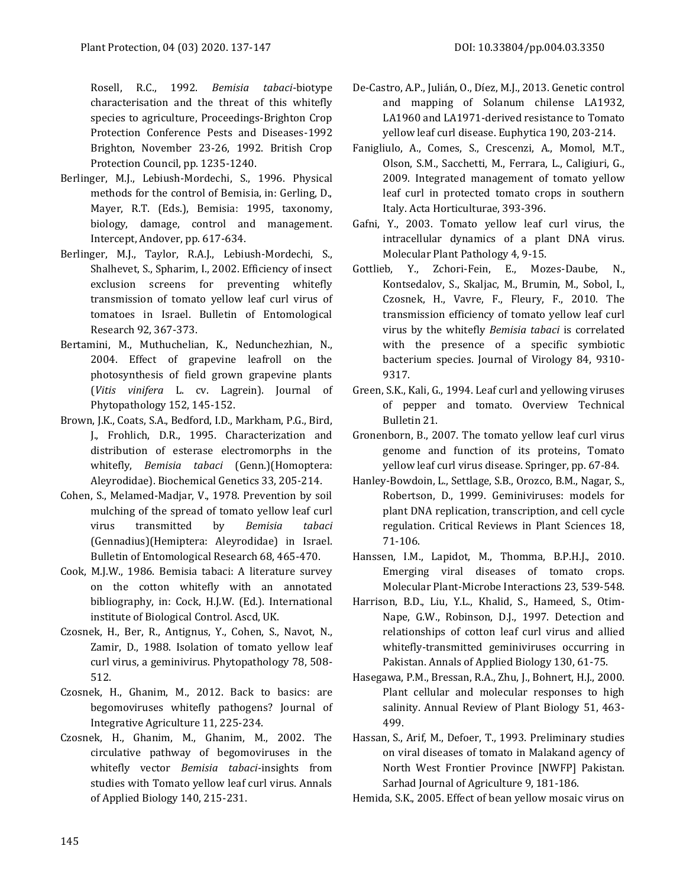Rosell, R.C., 1992. *Bemisia tabaci*-biotype characterisation and the threat of this whitefly species to agriculture, Proceedings-Brighton Crop Protection Conference Pests and Diseases-1992 Brighton, November 23-26, 1992. British Crop Protection Council, pp. 1235-1240.

Berlinger, M.J., Lebiush-Mordechi, S., 1996. Physical methods for the control of Bemisia, in: Gerling, D., Mayer, R.T. (Eds.), Bemisia: 1995, taxonomy, biology, damage, control and management. Intercept, Andover, pp. 617-634.

Berlinger, M.J., Taylor, R.A.J., Lebiush-Mordechi, S., Shalhevet, S., Spharim, I., 2002. Efficiency of insect exclusion screens for preventing whitefly transmission of tomato yellow leaf curl virus of tomatoes in Israel. Bulletin of Entomological Research 92, 367-373.

Bertamini, M., Muthuchelian, K., Nedunchezhian, N., 2004. Effect of grapevine leafroll on the photosynthesis of field grown grapevine plants (*Vitis vinifera* L. cv. Lagrein). Journal of Phytopathology 152, 145-152.

Brown, J.K., Coats, S.A., Bedford, I.D., Markham, P.G., Bird, J., Frohlich, D.R., 1995. Characterization and distribution of esterase electromorphs in the whitefly, *Bemisia tabaci* (Genn.)(Homoptera: Aleyrodidae). Biochemical Genetics 33, 205-214.

Cohen, S., Melamed-Madjar, V., 1978. Prevention by soil mulching of the spread of tomato yellow leaf curl virus transmitted by *Bemisia tabaci* (Gennadius)(Hemiptera: Aleyrodidae) in Israel. Bulletin of Entomological Research 68, 465-470.

Cook, M.J.W., 1986. Bemisia tabaci: A literature survey on the cotton whitefly with an annotated bibliography, in: Cock, H.J.W. (Ed.). International institute of Biological Control. Ascd, UK.

Czosnek, H., Ber, R., Antignus, Y., Cohen, S., Navot, N., Zamir, D., 1988. Isolation of tomato yellow leaf curl virus, a geminivirus. Phytopathology 78, 508-512.

Czosnek, H., Ghanim, M., 2012. Back to basics: are begomoviruses whitefly pathogens? Journal of Integrative Agriculture 11, 225-234.

Czosnek, H., Ghanim, M., Ghanim, M., 2002. The circulative pathway of begomoviruses in the whitefly vector *Bemisia tabaci*-insights from studies with Tomato yellow leaf curl virus. Annals of Applied Biology 140, 215-231.

De-Castro, A.P., Julián, O., Díez, M.J., 2013. Genetic control and mapping of Solanum chilense LA1932, LA1960 and LA1971-derived resistance to Tomato yellow leaf curl disease. Euphytica 190, 203-214.

Fanigliulo, A., Comes, S., Crescenzi, A., Momol, M.T., Olson, S.M., Sacchetti, M., Ferrara, L., Caligiuri, G., 2009. Integrated management of tomato yellow leaf curl in protected tomato crops in southern Italy. Acta Horticulturae, 393-396.

Gafni, Y., 2003. Tomato yellow leaf curl virus, the intracellular dynamics of a plant DNA virus. Molecular Plant Pathology 4, 9-15.

Gottlieb, Y., Zchori-Fein, E., Mozes-Daube, N., Kontsedalov, S., Skaljac, M., Brumin, M., Sobol, I., Czosnek, H., Vavre, F., Fleury, F., 2010. The transmission efficiency of tomato yellow leaf curl virus by the whitefly *Bemisia tabaci* is correlated with the presence of a specific symbiotic bacterium species. Journal of Virology 84, 9310-9317.

Green, S.K., Kali, G., 1994. Leaf curl and yellowing viruses of pepper and tomato. Overview Technical Bulletin 21.

Gronenborn, B., 2007. The tomato yellow leaf curl virus genome and function of its proteins, Tomato yellow leaf curl virus disease. Springer, pp. 67-84.

Hanley-Bowdoin, L., Settlage, S.B., Orozco, B.M., Nagar, S., Robertson, D., 1999. Geminiviruses: models for plant DNA replication, transcription, and cell cycle regulation. Critical Reviews in Plant Sciences 18, 71-106.

Hanssen, I.M., Lapidot, M., Thomma, B.P.H.J., 2010. Emerging viral diseases of tomato crops. Molecular Plant-Microbe Interactions 23, 539-548.

Harrison, B.D., Liu, Y.L., Khalid, S., Hameed, S., Otim-Nape, G.W., Robinson, D.J., 1997. Detection and relationships of cotton leaf curl virus and allied whitefly-transmitted geminiviruses occurring in Pakistan. Annals of Applied Biology 130, 61-75.

Hasegawa, P.M., Bressan, R.A., Zhu, J., Bohnert, H.J., 2000. Plant cellular and molecular responses to high salinity. Annual Review of Plant Biology 51, 463-499.

Hassan, S., Arif, M., Defoer, T., 1993. Preliminary studies on viral diseases of tomato in Malakand agency of North West Frontier Province [NWFP] Pakistan. Sarhad Journal of Agriculture 9, 181-186.

Hemida, S.K., 2005. Effect of bean yellow mosaic virus on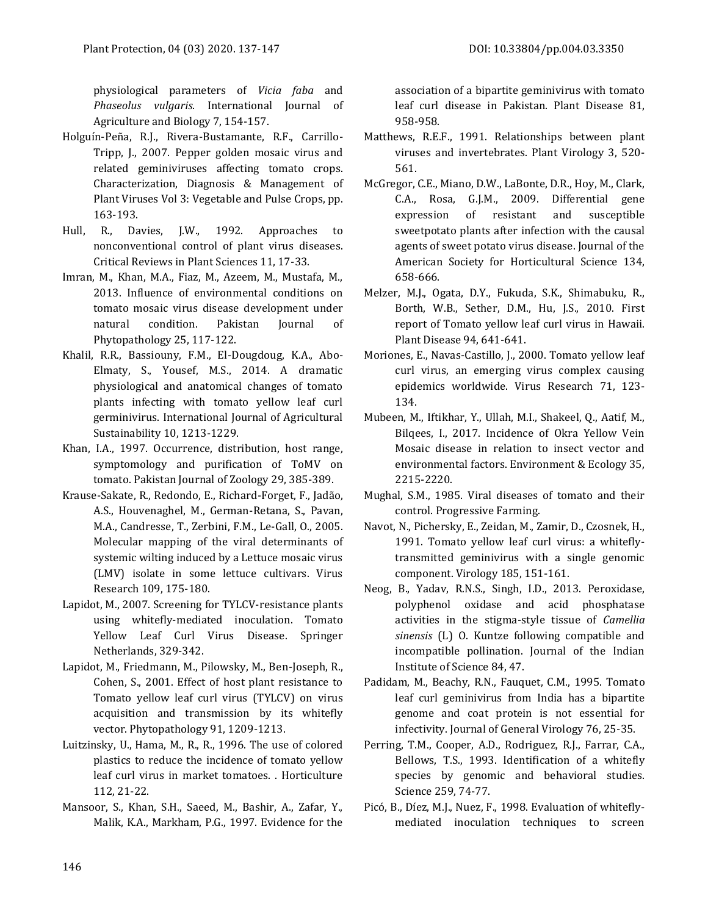physiological parameters of *Vicia faba* and *Phaseolus vulgaris*. International Journal of Agriculture and Biology 7, 154-157.

Holguín-Peña, R.J., Rivera-Bustamante, R.F., Carrillo-Tripp, J., 2007. Pepper golden mosaic virus and related geminiviruses affecting tomato crops. Characterization, Diagnosis & Management of Plant Viruses Vol 3: Vegetable and Pulse Crops, pp. 163-193.

Hull, R., Davies, J.W., 1992. Approaches to nonconventional control of plant virus diseases. Critical Reviews in Plant Sciences 11, 17-33.

Imran, M., Khan, M.A., Fiaz, M., Azeem, M., Mustafa, M., 2013. Influence of environmental conditions on tomato mosaic virus disease development under natural condition. Pakistan Journal of Phytopathology 25, 117-122.

Khalil, R.R., Bassiouny, F.M., El-Dougdoug, K.A., Abo-Elmaty, S., Yousef, M.S., 2014. A dramatic physiological and anatomical changes of tomato plants infecting with tomato yellow leaf curl germinivirus. International Journal of Agricultural Sustainability 10, 1213-1229.

Khan, I.A., 1997. Occurrence, distribution, host range, symptomology and purification of ToMV on tomato. Pakistan Journal of Zoology 29, 385-389.

Krause-Sakate, R., Redondo, E., Richard-Forget, F., Jadão, A.S., Houvenaghel, M., German-Retana, S., Pavan, M.A., Candresse, T., Zerbini, F.M., Le-Gall, O., 2005. Molecular mapping of the viral determinants of systemic wilting induced by a Lettuce mosaic virus (LMV) isolate in some lettuce cultivars. Virus Research 109, 175-180.

Lapidot, M., 2007. Screening for TYLCV-resistance plants using whitefly-mediated inoculation. Tomato Yellow Leaf Curl Virus Disease. Springer Netherlands, 329-342.

Lapidot, M., Friedmann, M., Pilowsky, M., Ben-Joseph, R., Cohen, S., 2001. Effect of host plant resistance to Tomato yellow leaf curl virus (TYLCV) on virus acquisition and transmission by its whitefly vector. Phytopathology 91, 1209-1213.

Luitzinsky, U., Hama, M., R., R., 1996. The use of colored plastics to reduce the incidence of tomato yellow leaf curl virus in market tomatoes. . Horticulture 112, 21-22.

Mansoor, S., Khan, S.H., Saeed, M., Bashir, A., Zafar, Y., Malik, K.A., Markham, P.G., 1997. Evidence for the association of a bipartite geminivirus with tomato leaf curl disease in Pakistan. Plant Disease 81, 958-958.

Matthews, R.E.F., 1991. Relationships between plant viruses and invertebrates. Plant Virology 3, 520-561.

McGregor, C.E., Miano, D.W., LaBonte, D.R., Hoy, M., Clark, C.A., Rosa, G.J.M., 2009. Differential gene expression of resistant and susceptible sweetpotato plants after infection with the causal agents of sweet potato virus disease. Journal of the American Society for Horticultural Science 134, 658-666.

Melzer, M.J., Ogata, D.Y., Fukuda, S.K., Shimabuku, R., Borth, W.B., Sether, D.M., Hu, J.S., 2010. First report of Tomato yellow leaf curl virus in Hawaii. Plant Disease 94, 641-641.

Moriones, E., Navas-Castillo, J., 2000. Tomato yellow leaf curl virus, an emerging virus complex causing epidemics worldwide. Virus Research 71, 123-134.

Mubeen, M., Iftikhar, Y., Ullah, M.I., Shakeel, Q., Aatif, M., Bilqees, I., 2017. Incidence of Okra Yellow Vein Mosaic disease in relation to insect vector and environmental factors. Environment & Ecology 35, 2215-2220.

Mughal, S.M., 1985. Viral diseases of tomato and their control. Progressive Farming.

Navot, N., Pichersky, E., Zeidan, M., Zamir, D., Czosnek, H., 1991. Tomato yellow leaf curl virus: a whitefly-transmitted geminivirus with a single genomic component. Virology 185, 151-161.

Neog, B., Yadav, R.N.S., Singh, I.D., 2013. Peroxidase, polyphenol oxidase and acid phosphatase activities in the stigma-style tissue of *Camellia sinensis* (L) O. Kuntze following compatible and incompatible pollination. Journal of the Indian Institute of Science 84, 47.

Padidam, M., Beachy, R.N., Fauquet, C.M., 1995. Tomato leaf curl geminivirus from India has a bipartite genome and coat protein is not essential for infectivity. Journal of General Virology 76, 25-35.

Perring, T.M., Cooper, A.D., Rodriguez, R.J., Farrar, C.A., Bellows, T.S., 1993. Identification of a whitefly species by genomic and behavioral studies. Science 259, 74-77.

Picó, B., Díez, M.J., Nuez, F., 1998. Evaluation of whitefly-mediated inoculation techniques to screen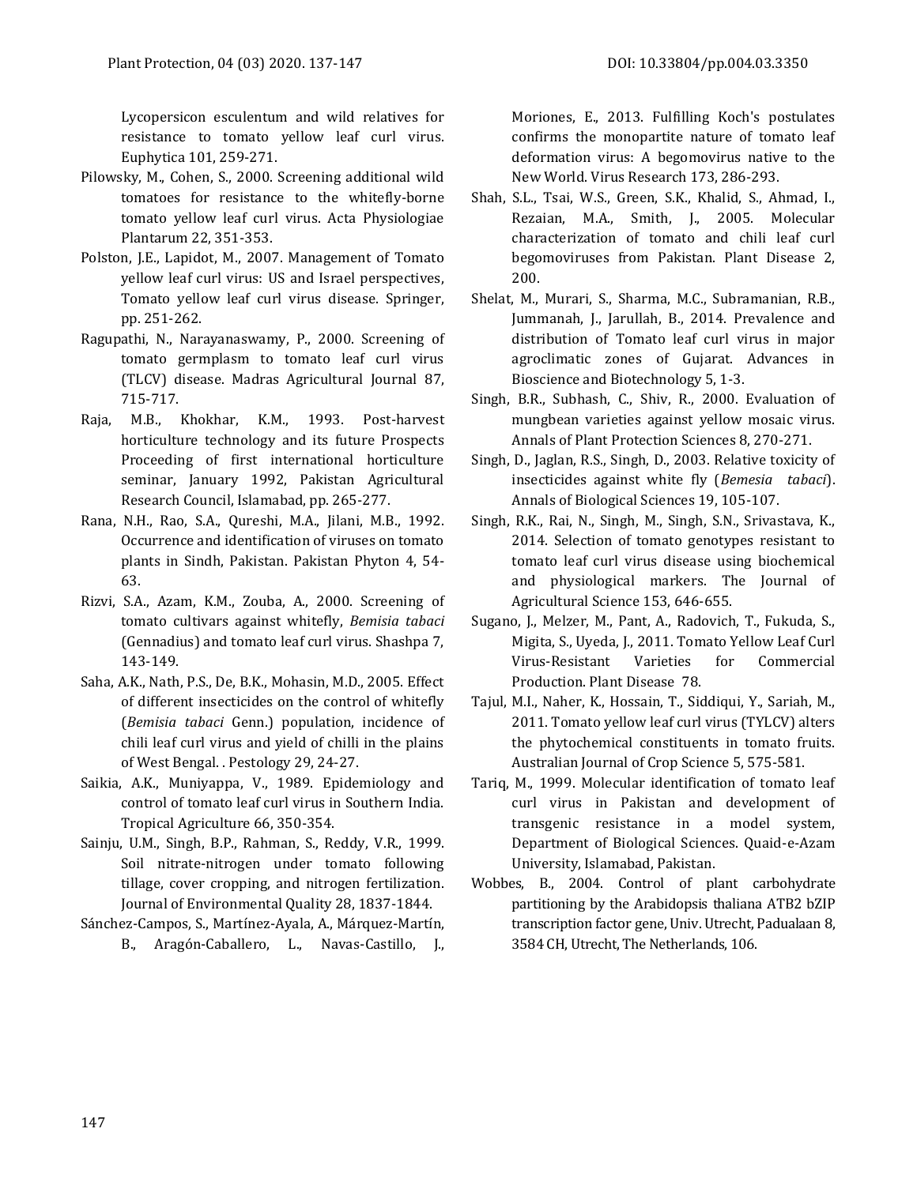Lycopersicon esculentum and wild relatives for resistance to tomato yellow leaf curl virus. Euphytica 101, 259-271.

Pilowsky, M., Cohen, S., 2000. Screening additional wild tomatoes for resistance to the whitefly-borne tomato yellow leaf curl virus. Acta Physiologiae Plantarum 22, 351-353.

Polston, J.E., Lapidot, M., 2007. Management of Tomato yellow leaf curl virus: US and Israel perspectives, Tomato yellow leaf curl virus disease. Springer, pp. 251-262.

Ragupathi, N., Narayanaswamy, P., 2000. Screening of tomato germplasm to tomato leaf curl virus (TLCV) disease. Madras Agricultural Journal 87, 715-717.

Raja, M.B., Khokhar, K.M., 1993. Post-harvest horticulture technology and its future Prospects Proceeding of first international horticulture seminar, January 1992, Pakistan Agricultural Research Council, Islamabad, pp. 265-277.

Rana, N.H., Rao, S.A., Qureshi, M.A., Jilani, M.B., 1992. Occurrence and identification of viruses on tomato plants in Sindh, Pakistan. Pakistan Phyton 4, 54-63.

Rizvi, S.A., Azam, K.M., Zouba, A., 2000. Screening of tomato cultivars against whitefly, *Bemisia tabaci* (Gennadius) and tomato leaf curl virus. Shashpa 7, 143-149.

Saha, A.K., Nath, P.S., De, B.K., Mohasin, M.D., 2005. Effect of different insecticides on the control of whitefly (*Bemisia tabaci* Genn.) population, incidence of chili leaf curl virus and yield of chilli in the plains of West Bengal. . Pestology 29, 24-27.

Saikia, A.K., Muniyappa, V., 1989. Epidemiology and control of tomato leaf curl virus in Southern India. Tropical Agriculture 66, 350-354.

Sainju, U.M., Singh, B.P., Rahman, S., Reddy, V.R., 1999. Soil nitrate-nitrogen under tomato following tillage, cover cropping, and nitrogen fertilization. Journal of Environmental Quality 28, 1837-1844.

Sánchez-Campos, S., Martínez-Ayala, A., Márquez-Martín, B., Aragón-Caballero, L., Navas-Castillo, J., Moriones, E., 2013. Fulfilling Koch's postulates confirms the monopartite nature of tomato leaf deformation virus: A begomovirus native to the New World. Virus Research 173, 286-293.

Shah, S.L., Tsai, W.S., Green, S.K., Khalid, S., Ahmad, I., Rezaian, M.A., Smith, J., 2005. Molecular characterization of tomato and chili leaf curl begomoviruses from Pakistan. Plant Disease 2, 200.

Shelat, M., Murari, S., Sharma, M.C., Subramanian, R.B., Jummanah, J., Jarullah, B., 2014. Prevalence and distribution of Tomato leaf curl virus in major agroclimatic zones of Gujarat. Advances in Bioscience and Biotechnology 5, 1-3.

Singh, B.R., Subhash, C., Shiv, R., 2000. Evaluation of mungbean varieties against yellow mosaic virus. Annals of Plant Protection Sciences 8, 270-271.

Singh, D., Jaglan, R.S., Singh, D., 2003. Relative toxicity of insecticides against white fly (*Bemesia tabaci*). Annals of Biological Sciences 19, 105-107.

Singh, R.K., Rai, N., Singh, M., Singh, S.N., Srivastava, K., 2014. Selection of tomato genotypes resistant to tomato leaf curl virus disease using biochemical and physiological markers. The Journal of Agricultural Science 153, 646-655.

Sugano, J., Melzer, M., Pant, A., Radovich, T., Fukuda, S., Migita, S., Uyeda, J., 2011. Tomato Yellow Leaf Curl Virus-Resistant Varieties for Commercial Production. Plant Disease 78.

Tajul, M.I., Naher, K., Hossain, T., Siddiqui, Y., Sariah, M., 2011. Tomato yellow leaf curl virus (TYLCV) alters the phytochemical constituents in tomato fruits. Australian Journal of Crop Science 5, 575-581.

Tariq, M., 1999. Molecular identification of tomato leaf curl virus in Pakistan and development of transgenic resistance in a model system, Department of Biological Sciences. Quaid-e-Azam University, Islamabad, Pakistan.

Wobbes, B., 2004. Control of plant carbohydrate partitioning by the Arabidopsis thaliana ATB2 bZIP transcription factor gene, Univ. Utrecht, Padualaan 8, 3584 CH, Utrecht, The Netherlands, 106.